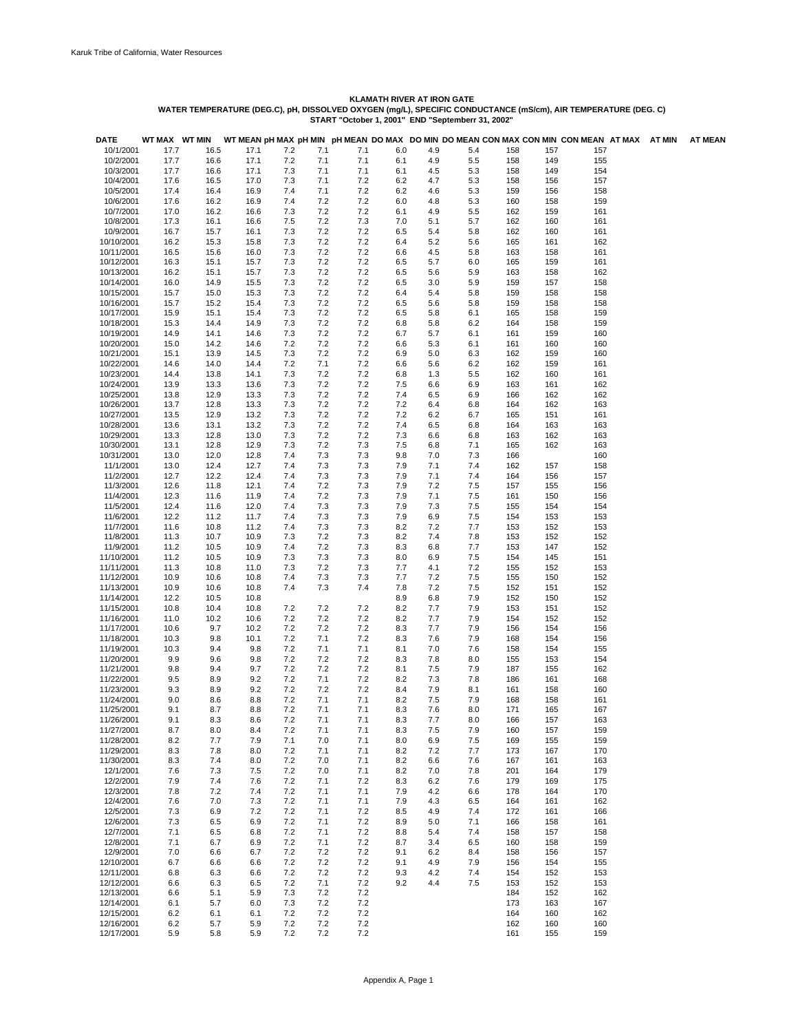Karuk Tribe of California, Water Resources

**KLAMATH RIVER AT IRON GATE**
**WATER TEMPERATURE (DEG.C), pH, DISSOLVED OXYGEN (mg/L), SPECIFIC CONDUCTANCE (mS/cm), AIR TEMPERATURE (DEG. C)**
**START "October 1, 2001" END "Septemberr 31, 2002"**

| DATE | WT MAX | WT MIN | WT MEAN | pH MAX | pH MIN | pH MEAN | DO MAX | DO MIN | DO MEAN | CON MAX | CON MIN | CON MEAN | AT MAX | AT MIN | AT MEAN |
|---|---|---|---|---|---|---|---|---|---|---|---|---|---|---|---|
| 10/1/2001 | 17.7 | 16.5 | 17.1 | 7.2 | 7.1 | 7.1 | 6.0 | 4.9 | 5.4 | 158 | 157 | 157 | | | |
| 10/2/2001 | 17.7 | 16.6 | 17.1 | 7.2 | 7.1 | 7.1 | 6.1 | 4.9 | 5.5 | 158 | 149 | 155 | | | |
| 10/3/2001 | 17.7 | 16.6 | 17.1 | 7.3 | 7.1 | 7.1 | 6.1 | 4.5 | 5.3 | 158 | 149 | 154 | | | |
| 10/4/2001 | 17.6 | 16.5 | 17.0 | 7.3 | 7.1 | 7.2 | 6.2 | 4.7 | 5.3 | 158 | 156 | 157 | | | |
| 10/5/2001 | 17.4 | 16.4 | 16.9 | 7.4 | 7.1 | 7.2 | 6.2 | 4.6 | 5.3 | 159 | 156 | 158 | | | |
| 10/6/2001 | 17.6 | 16.2 | 16.9 | 7.4 | 7.2 | 7.2 | 6.0 | 4.8 | 5.3 | 160 | 158 | 159 | | | |
| 10/7/2001 | 17.0 | 16.2 | 16.6 | 7.3 | 7.2 | 7.2 | 6.1 | 4.9 | 5.5 | 162 | 159 | 161 | | | |
| 10/8/2001 | 17.3 | 16.1 | 16.6 | 7.5 | 7.2 | 7.3 | 7.0 | 5.1 | 5.7 | 162 | 160 | 161 | | | |
| 10/9/2001 | 16.7 | 15.7 | 16.1 | 7.3 | 7.2 | 7.2 | 6.5 | 5.4 | 5.8 | 162 | 160 | 161 | | | |
| 10/10/2001 | 16.2 | 15.3 | 15.8 | 7.3 | 7.2 | 7.2 | 6.4 | 5.2 | 5.6 | 165 | 161 | 162 | | | |
| 10/11/2001 | 16.5 | 15.6 | 16.0 | 7.3 | 7.2 | 7.2 | 6.6 | 4.5 | 5.8 | 163 | 158 | 161 | | | |
| 10/12/2001 | 16.3 | 15.1 | 15.7 | 7.3 | 7.2 | 7.2 | 6.5 | 5.7 | 6.0 | 165 | 159 | 161 | | | |
| 10/13/2001 | 16.2 | 15.1 | 15.7 | 7.3 | 7.2 | 7.2 | 6.5 | 5.6 | 5.9 | 163 | 158 | 162 | | | |
| 10/14/2001 | 16.0 | 14.9 | 15.5 | 7.3 | 7.2 | 7.2 | 6.5 | 3.0 | 5.9 | 159 | 157 | 158 | | | |
| 10/15/2001 | 15.7 | 15.0 | 15.3 | 7.3 | 7.2 | 7.2 | 6.4 | 5.4 | 5.8 | 159 | 158 | 158 | | | |
| 10/16/2001 | 15.7 | 15.2 | 15.4 | 7.3 | 7.2 | 7.2 | 6.5 | 5.6 | 5.8 | 159 | 158 | 158 | | | |
| 10/17/2001 | 15.9 | 15.1 | 15.4 | 7.3 | 7.2 | 7.2 | 6.5 | 5.8 | 6.1 | 165 | 158 | 159 | | | |
| 10/18/2001 | 15.3 | 14.4 | 14.9 | 7.3 | 7.2 | 7.2 | 6.8 | 5.8 | 6.2 | 164 | 158 | 159 | | | |
| 10/19/2001 | 14.9 | 14.1 | 14.6 | 7.3 | 7.2 | 7.2 | 6.7 | 5.7 | 6.1 | 161 | 159 | 160 | | | |
| 10/20/2001 | 15.0 | 14.2 | 14.6 | 7.2 | 7.2 | 7.2 | 6.6 | 5.3 | 6.1 | 161 | 160 | 160 | | | |
| 10/21/2001 | 15.1 | 13.9 | 14.5 | 7.3 | 7.2 | 7.2 | 6.9 | 5.0 | 6.3 | 162 | 159 | 160 | | | |
| 10/22/2001 | 14.6 | 14.0 | 14.4 | 7.2 | 7.1 | 7.2 | 6.6 | 5.6 | 6.2 | 162 | 159 | 161 | | | |
| 10/23/2001 | 14.4 | 13.8 | 14.1 | 7.3 | 7.2 | 7.2 | 6.8 | 1.3 | 5.5 | 162 | 160 | 161 | | | |
| 10/24/2001 | 13.9 | 13.3 | 13.6 | 7.3 | 7.2 | 7.2 | 7.5 | 6.6 | 6.9 | 163 | 161 | 162 | | | |
| 10/25/2001 | 13.8 | 12.9 | 13.3 | 7.3 | 7.2 | 7.2 | 7.4 | 6.5 | 6.9 | 166 | 162 | 162 | | | |
| 10/26/2001 | 13.7 | 12.8 | 13.3 | 7.3 | 7.2 | 7.2 | 7.2 | 6.4 | 6.8 | 164 | 162 | 163 | | | |
| 10/27/2001 | 13.5 | 12.9 | 13.2 | 7.3 | 7.2 | 7.2 | 7.2 | 6.2 | 6.7 | 165 | 151 | 161 | | | |
| 10/28/2001 | 13.6 | 13.1 | 13.2 | 7.3 | 7.2 | 7.2 | 7.4 | 6.5 | 6.8 | 164 | 163 | 163 | | | |
| 10/29/2001 | 13.3 | 12.8 | 13.0 | 7.3 | 7.2 | 7.2 | 7.3 | 6.6 | 6.8 | 163 | 162 | 163 | | | |
| 10/30/2001 | 13.1 | 12.8 | 12.9 | 7.3 | 7.2 | 7.3 | 7.5 | 6.8 | 7.1 | 165 | 162 | 163 | | | |
| 10/31/2001 | 13.0 | 12.0 | 12.8 | 7.4 | 7.3 | 7.3 | 9.8 | 7.0 | 7.3 | 166 | | 160 | | | |
| 11/1/2001 | 13.0 | 12.4 | 12.7 | 7.4 | 7.3 | 7.3 | 7.9 | 7.1 | 7.4 | 162 | 157 | 158 | | | |
| 11/2/2001 | 12.7 | 12.2 | 12.4 | 7.4 | 7.3 | 7.3 | 7.9 | 7.1 | 7.4 | 164 | 156 | 157 | | | |
| 11/3/2001 | 12.6 | 11.8 | 12.1 | 7.4 | 7.2 | 7.3 | 7.9 | 7.2 | 7.5 | 157 | 155 | 156 | | | |
| 11/4/2001 | 12.3 | 11.6 | 11.9 | 7.4 | 7.2 | 7.3 | 7.9 | 7.1 | 7.5 | 161 | 150 | 156 | | | |
| 11/5/2001 | 12.4 | 11.6 | 12.0 | 7.4 | 7.3 | 7.3 | 7.9 | 7.3 | 7.5 | 155 | 154 | 154 | | | |
| 11/6/2001 | 12.2 | 11.2 | 11.7 | 7.4 | 7.3 | 7.3 | 7.9 | 6.9 | 7.5 | 154 | 153 | 153 | | | |
| 11/7/2001 | 11.6 | 10.8 | 11.2 | 7.4 | 7.3 | 7.3 | 8.2 | 7.2 | 7.7 | 153 | 152 | 153 | | | |
| 11/8/2001 | 11.3 | 10.7 | 10.9 | 7.3 | 7.2 | 7.3 | 8.2 | 7.4 | 7.8 | 153 | 152 | 152 | | | |
| 11/9/2001 | 11.2 | 10.5 | 10.9 | 7.4 | 7.2 | 7.3 | 8.3 | 6.8 | 7.7 | 153 | 147 | 152 | | | |
| 11/10/2001 | 11.2 | 10.5 | 10.9 | 7.3 | 7.3 | 7.3 | 8.0 | 6.9 | 7.5 | 154 | 145 | 151 | | | |
| 11/11/2001 | 11.3 | 10.8 | 11.0 | 7.3 | 7.2 | 7.3 | 7.7 | 4.1 | 7.2 | 155 | 152 | 153 | | | |
| 11/12/2001 | 10.9 | 10.6 | 10.8 | 7.4 | 7.3 | 7.3 | 7.7 | 7.2 | 7.5 | 155 | 150 | 152 | | | |
| 11/13/2001 | 10.9 | 10.6 | 10.8 | 7.4 | 7.3 | 7.4 | 7.8 | 7.2 | 7.5 | 152 | 151 | 152 | | | |
| 11/14/2001 | 12.2 | 10.5 | 10.8 | | | | 8.9 | 6.8 | 7.9 | 152 | 150 | 152 | | | |
| 11/15/2001 | 10.8 | 10.4 | 10.8 | 7.2 | 7.2 | 7.2 | 8.2 | 7.7 | 7.9 | 153 | 151 | 152 | | | |
| 11/16/2001 | 11.0 | 10.2 | 10.6 | 7.2 | 7.2 | 7.2 | 8.2 | 7.7 | 7.9 | 154 | 152 | 152 | | | |
| 11/17/2001 | 10.6 | 9.7 | 10.2 | 7.2 | 7.2 | 7.2 | 8.3 | 7.7 | 7.9 | 156 | 154 | 156 | | | |
| 11/18/2001 | 10.3 | 9.8 | 10.1 | 7.2 | 7.1 | 7.2 | 8.3 | 7.6 | 7.9 | 168 | 154 | 156 | | | |
| 11/19/2001 | 10.3 | 9.4 | 9.8 | 7.2 | 7.1 | 7.1 | 8.1 | 7.0 | 7.6 | 158 | 154 | 155 | | | |
| 11/20/2001 | 9.9 | 9.6 | 9.8 | 7.2 | 7.2 | 7.2 | 8.3 | 7.8 | 8.0 | 155 | 153 | 154 | | | |
| 11/21/2001 | 9.8 | 9.4 | 9.7 | 7.2 | 7.2 | 7.2 | 8.1 | 7.5 | 7.9 | 187 | 155 | 162 | | | |
| 11/22/2001 | 9.5 | 8.9 | 9.2 | 7.2 | 7.1 | 7.2 | 8.2 | 7.3 | 7.8 | 186 | 161 | 168 | | | |
| 11/23/2001 | 9.3 | 8.9 | 9.2 | 7.2 | 7.2 | 7.2 | 8.4 | 7.9 | 8.1 | 161 | 158 | 160 | | | |
| 11/24/2001 | 9.0 | 8.6 | 8.8 | 7.2 | 7.1 | 7.1 | 8.2 | 7.5 | 7.9 | 168 | 158 | 161 | | | |
| 11/25/2001 | 9.1 | 8.7 | 8.8 | 7.2 | 7.1 | 7.1 | 8.3 | 7.6 | 8.0 | 171 | 165 | 167 | | | |
| 11/26/2001 | 9.1 | 8.3 | 8.6 | 7.2 | 7.1 | 7.1 | 8.3 | 7.7 | 8.0 | 166 | 157 | 163 | | | |
| 11/27/2001 | 8.7 | 8.0 | 8.4 | 7.2 | 7.1 | 7.1 | 8.3 | 7.5 | 7.9 | 160 | 157 | 159 | | | |
| 11/28/2001 | 8.2 | 7.7 | 7.9 | 7.1 | 7.0 | 7.1 | 8.0 | 6.9 | 7.5 | 169 | 155 | 159 | | | |
| 11/29/2001 | 8.3 | 7.8 | 8.0 | 7.2 | 7.1 | 7.1 | 8.2 | 7.2 | 7.7 | 173 | 167 | 170 | | | |
| 11/30/2001 | 8.3 | 7.4 | 8.0 | 7.2 | 7.0 | 7.1 | 8.2 | 6.6 | 7.6 | 167 | 161 | 163 | | | |
| 12/1/2001 | 7.6 | 7.3 | 7.5 | 7.2 | 7.0 | 7.1 | 8.2 | 7.0 | 7.8 | 201 | 164 | 179 | | | |
| 12/2/2001 | 7.9 | 7.4 | 7.6 | 7.2 | 7.1 | 7.2 | 8.3 | 6.2 | 7.6 | 179 | 169 | 175 | | | |
| 12/3/2001 | 7.8 | 7.2 | 7.4 | 7.2 | 7.1 | 7.1 | 7.9 | 4.2 | 6.6 | 178 | 164 | 170 | | | |
| 12/4/2001 | 7.6 | 7.0 | 7.3 | 7.2 | 7.1 | 7.1 | 7.9 | 4.3 | 6.5 | 164 | 161 | 162 | | | |
| 12/5/2001 | 7.3 | 6.9 | 7.2 | 7.2 | 7.1 | 7.2 | 8.5 | 4.9 | 7.4 | 172 | 161 | 166 | | | |
| 12/6/2001 | 7.3 | 6.5 | 6.9 | 7.2 | 7.1 | 7.2 | 8.9 | 5.0 | 7.1 | 166 | 158 | 161 | | | |
| 12/7/2001 | 7.1 | 6.5 | 6.8 | 7.2 | 7.1 | 7.2 | 8.8 | 5.4 | 7.4 | 158 | 157 | 158 | | | |
| 12/8/2001 | 7.1 | 6.7 | 6.9 | 7.2 | 7.1 | 7.2 | 8.7 | 3.4 | 6.5 | 160 | 158 | 159 | | | |
| 12/9/2001 | 7.0 | 6.6 | 6.7 | 7.2 | 7.2 | 7.2 | 9.1 | 6.2 | 8.4 | 158 | 156 | 157 | | | |
| 12/10/2001 | 6.7 | 6.6 | 6.6 | 7.2 | 7.2 | 7.2 | 9.1 | 4.9 | 7.9 | 156 | 154 | 155 | | | |
| 12/11/2001 | 6.8 | 6.3 | 6.6 | 7.2 | 7.2 | 7.2 | 9.3 | 4.2 | 7.4 | 154 | 152 | 153 | | | |
| 12/12/2001 | 6.6 | 6.3 | 6.5 | 7.2 | 7.1 | 7.2 | 9.2 | 4.4 | 7.5 | 153 | 152 | 153 | | | |
| 12/13/2001 | 6.6 | 5.1 | 5.9 | 7.3 | 7.2 | 7.2 | | | | 184 | 152 | 162 | | | |
| 12/14/2001 | 6.1 | 5.7 | 6.0 | 7.3 | 7.2 | 7.2 | | | | 173 | 163 | 167 | | | |
| 12/15/2001 | 6.2 | 6.1 | 6.1 | 7.2 | 7.2 | 7.2 | | | | 164 | 160 | 162 | | | |
| 12/16/2001 | 6.2 | 5.7 | 5.9 | 7.2 | 7.2 | 7.2 | | | | 162 | 160 | 160 | | | |
| 12/17/2001 | 5.9 | 5.8 | 5.9 | 7.2 | 7.2 | 7.2 | | | | 161 | 155 | 159 | | | |

Appendix A, Page 1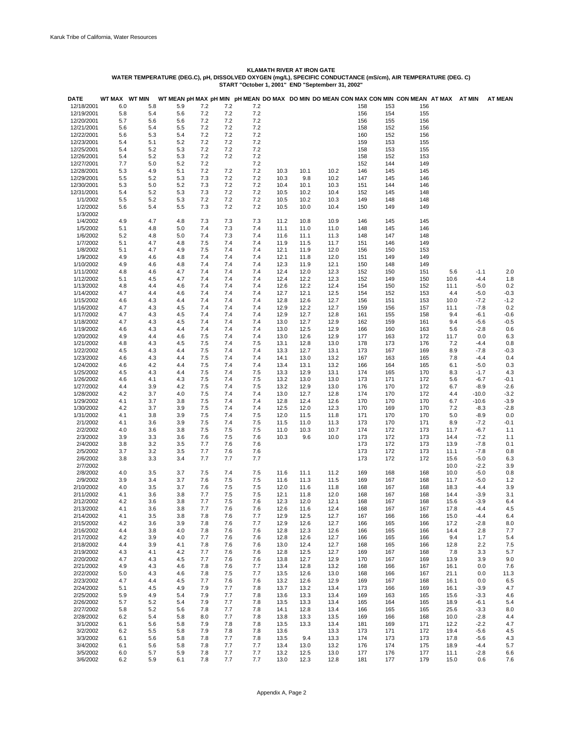**KLAMATH RIVER AT IRON GATE**
**WATER TEMPERATURE (DEG.C), pH, DISSOLVED OXYGEN (mg/L), SPECIFIC CONDUCTANCE (mS/cm), AIR TEMPERATURE (DEG. C)**
**START "October 1, 2001" END "Septemberr 31, 2002"**

| DATE | WT MAX | WT MIN | WT MEAN | pH MAX | pH MIN | pH MEAN | DO MAX | DO MIN | DO MEAN | CON MAX | CON MIN | CON MEAN | AT MAX | AT MIN | AT MEAN |
|---|---|---|---|---|---|---|---|---|---|---|---|---|---|---|---|
| 12/18/2001 | 6.0 | 5.8 | 5.9 | 7.2 | 7.2 | 7.2 | | | | 158 | 153 | 156 | | | |
| 12/19/2001 | 5.8 | 5.4 | 5.6 | 7.2 | 7.2 | 7.2 | | | | 156 | 154 | 155 | | | |
| 12/20/2001 | 5.7 | 5.6 | 5.6 | 7.2 | 7.2 | 7.2 | | | | 156 | 155 | 156 | | | |
| 12/21/2001 | 5.6 | 5.4 | 5.5 | 7.2 | 7.2 | 7.2 | | | | 158 | 152 | 156 | | | |
| 12/22/2001 | 5.6 | 5.3 | 5.4 | 7.2 | 7.2 | 7.2 | | | | 160 | 152 | 156 | | | |
| 12/23/2001 | 5.4 | 5.1 | 5.2 | 7.2 | 7.2 | 7.2 | | | | 159 | 153 | 155 | | | |
| 12/25/2001 | 5.4 | 5.2 | 5.3 | 7.2 | 7.2 | 7.2 | | | | 158 | 153 | 155 | | | |
| 12/26/2001 | 5.4 | 5.2 | 5.3 | 7.2 | 7.2 | 7.2 | | | | 158 | 152 | 153 | | | |
| 12/27/2001 | 7.7 | 5.0 | 5.2 | 7.2 | | 7.2 | | | | 152 | 144 | 149 | | | |
| 12/28/2001 | 5.3 | 4.9 | 5.1 | 7.2 | 7.2 | 7.2 | 10.3 | 10.1 | 10.2 | 146 | 145 | 145 | | | |
| 12/29/2001 | 5.5 | 5.2 | 5.3 | 7.3 | 7.2 | 7.2 | 10.3 | 9.8 | 10.2 | 147 | 145 | 146 | | | |
| 12/30/2001 | 5.3 | 5.0 | 5.2 | 7.3 | 7.2 | 7.2 | 10.4 | 10.1 | 10.3 | 151 | 144 | 146 | | | |
| 12/31/2001 | 5.4 | 5.2 | 5.3 | 7.3 | 7.2 | 7.2 | 10.5 | 10.2 | 10.4 | 152 | 145 | 148 | | | |
| 1/1/2002 | 5.5 | 5.2 | 5.3 | 7.2 | 7.2 | 7.2 | 10.5 | 10.2 | 10.3 | 149 | 148 | 148 | | | |
| 1/2/2002 | 5.6 | 5.4 | 5.5 | 7.3 | 7.2 | 7.2 | 10.5 | 10.0 | 10.4 | 150 | 149 | 149 | | | |
| 1/3/2002 | | | | | | | | | | | | | | | |
| 1/4/2002 | 4.9 | 4.7 | 4.8 | 7.3 | 7.3 | 7.3 | 11.2 | 10.8 | 10.9 | 146 | 145 | 145 | | | |
| 1/5/2002 | 5.1 | 4.8 | 5.0 | 7.4 | 7.3 | 7.4 | 11.1 | 11.0 | 11.0 | 148 | 145 | 146 | | | |
| 1/6/2002 | 5.2 | 4.8 | 5.0 | 7.4 | 7.3 | 7.4 | 11.6 | 11.1 | 11.3 | 148 | 147 | 148 | | | |
| 1/7/2002 | 5.1 | 4.7 | 4.8 | 7.5 | 7.4 | 7.4 | 11.9 | 11.5 | 11.7 | 151 | 146 | 149 | | | |
| 1/8/2002 | 5.1 | 4.7 | 4.9 | 7.5 | 7.4 | 7.4 | 12.1 | 11.9 | 12.0 | 156 | 150 | 153 | | | |
| 1/9/2002 | 4.9 | 4.6 | 4.8 | 7.4 | 7.4 | 7.4 | 12.1 | 11.8 | 12.0 | 151 | 149 | 149 | | | |
| 1/10/2002 | 4.9 | 4.6 | 4.8 | 7.4 | 7.4 | 7.4 | 12.3 | 11.9 | 12.1 | 150 | 148 | 149 | | | |
| 1/11/2002 | 4.8 | 4.6 | 4.7 | 7.4 | 7.4 | 7.4 | 12.4 | 12.0 | 12.3 | 152 | 150 | 151 | 5.6 | -1.1 | 2.0 |
| 1/12/2002 | 5.1 | 4.5 | 4.7 | 7.4 | 7.4 | 7.4 | 12.4 | 12.2 | 12.3 | 152 | 149 | 150 | 10.6 | -4.4 | 1.8 |
| 1/13/2002 | 4.8 | 4.4 | 4.6 | 7.4 | 7.4 | 7.4 | 12.6 | 12.2 | 12.4 | 154 | 150 | 152 | 11.1 | -5.0 | 0.2 |
| 1/14/2002 | 4.7 | 4.4 | 4.6 | 7.4 | 7.4 | 7.4 | 12.7 | 12.1 | 12.5 | 154 | 152 | 153 | 4.4 | -5.0 | -0.3 |
| 1/15/2002 | 4.6 | 4.3 | 4.4 | 7.4 | 7.4 | 7.4 | 12.8 | 12.6 | 12.7 | 156 | 151 | 153 | 10.0 | -7.2 | -1.2 |
| 1/16/2002 | 4.7 | 4.3 | 4.5 | 7.4 | 7.4 | 7.4 | 12.9 | 12.2 | 12.7 | 159 | 156 | 157 | 11.1 | -7.8 | 0.2 |
| 1/17/2002 | 4.7 | 4.3 | 4.5 | 7.4 | 7.4 | 7.4 | 12.9 | 12.7 | 12.8 | 161 | 155 | 158 | 9.4 | -6.1 | -0.6 |
| 1/18/2002 | 4.7 | 4.3 | 4.5 | 7.4 | 7.4 | 7.4 | 13.0 | 12.7 | 12.9 | 162 | 159 | 161 | 9.4 | -5.6 | -0.5 |
| 1/19/2002 | 4.6 | 4.3 | 4.4 | 7.4 | 7.4 | 7.4 | 13.0 | 12.5 | 12.9 | 166 | 160 | 163 | 5.6 | -2.8 | 0.6 |
| 1/20/2002 | 4.9 | 4.4 | 4.6 | 7.5 | 7.4 | 7.4 | 13.0 | 12.6 | 12.9 | 177 | 163 | 172 | 11.7 | 0.0 | 6.3 |
| 1/21/2002 | 4.8 | 4.3 | 4.5 | 7.5 | 7.4 | 7.5 | 13.1 | 12.8 | 13.0 | 178 | 173 | 176 | 7.2 | -4.4 | 0.8 |
| 1/22/2002 | 4.5 | 4.3 | 4.4 | 7.5 | 7.4 | 7.4 | 13.3 | 12.7 | 13.1 | 173 | 167 | 169 | 8.9 | -7.8 | -0.3 |
| 1/23/2002 | 4.6 | 4.3 | 4.4 | 7.5 | 7.4 | 7.4 | 14.1 | 13.0 | 13.2 | 167 | 163 | 165 | 7.8 | -4.4 | 0.4 |
| 1/24/2002 | 4.6 | 4.2 | 4.4 | 7.5 | 7.4 | 7.4 | 13.4 | 13.1 | 13.2 | 166 | 164 | 165 | 6.1 | -5.0 | 0.3 |
| 1/25/2002 | 4.5 | 4.3 | 4.4 | 7.5 | 7.4 | 7.5 | 13.3 | 12.9 | 13.1 | 174 | 165 | 170 | 8.3 | -1.7 | 4.3 |
| 1/26/2002 | 4.6 | 4.1 | 4.3 | 7.5 | 7.4 | 7.5 | 13.2 | 13.0 | 13.0 | 173 | 171 | 172 | 5.6 | -6.7 | -0.1 |
| 1/27/2002 | 4.4 | 3.9 | 4.2 | 7.5 | 7.4 | 7.5 | 13.2 | 12.9 | 13.0 | 176 | 170 | 172 | 6.7 | -8.9 | -2.6 |
| 1/28/2002 | 4.2 | 3.7 | 4.0 | 7.5 | 7.4 | 7.4 | 13.0 | 12.7 | 12.8 | 174 | 170 | 172 | 4.4 | -10.0 | -3.2 |
| 1/29/2002 | 4.1 | 3.7 | 3.8 | 7.5 | 7.4 | 7.4 | 12.8 | 12.4 | 12.6 | 170 | 170 | 170 | 6.7 | -10.6 | -3.9 |
| 1/30/2002 | 4.2 | 3.7 | 3.9 | 7.5 | 7.4 | 7.4 | 12.5 | 12.0 | 12.3 | 170 | 169 | 170 | 7.2 | -8.3 | -2.8 |
| 1/31/2002 | 4.1 | 3.8 | 3.9 | 7.5 | 7.4 | 7.5 | 12.0 | 11.5 | 11.8 | 171 | 170 | 170 | 5.0 | -8.9 | 0.0 |
| 2/1/2002 | 4.1 | 3.6 | 3.9 | 7.5 | 7.4 | 7.5 | 11.5 | 11.0 | 11.3 | 173 | 170 | 171 | 8.9 | -7.2 | -0.1 |
| 2/2/2002 | 4.0 | 3.6 | 3.8 | 7.5 | 7.5 | 7.5 | 11.0 | 10.3 | 10.7 | 174 | 172 | 173 | 11.7 | -6.7 | 1.1 |
| 2/3/2002 | 3.9 | 3.3 | 3.6 | 7.6 | 7.5 | 7.6 | 10.3 | 9.6 | 10.0 | 173 | 172 | 173 | 14.4 | -7.2 | 1.1 |
| 2/4/2002 | 3.8 | 3.2 | 3.5 | 7.7 | 7.6 | 7.6 | | | | 173 | 172 | 173 | 13.9 | -7.8 | 0.1 |
| 2/5/2002 | 3.7 | 3.2 | 3.5 | 7.7 | 7.6 | 7.6 | | | | 173 | 172 | 173 | 11.1 | -7.8 | 0.8 |
| 2/6/2002 | 3.8 | 3.3 | 3.4 | 7.7 | 7.7 | 7.7 | | | | 173 | 172 | 172 | 15.6 | -5.0 | 6.3 |
| 2/7/2002 | | | | | | | | | | | | | 10.0 | -2.2 | 3.9 |
| 2/8/2002 | 4.0 | 3.5 | 3.7 | 7.5 | 7.4 | 7.5 | 11.6 | 11.1 | 11.2 | 169 | 168 | 168 | 10.0 | -5.0 | 0.8 |
| 2/9/2002 | 3.9 | 3.4 | 3.7 | 7.6 | 7.5 | 7.5 | 11.6 | 11.3 | 11.5 | 169 | 167 | 168 | 11.7 | -5.0 | 1.2 |
| 2/10/2002 | 4.0 | 3.5 | 3.7 | 7.6 | 7.5 | 7.5 | 12.0 | 11.6 | 11.8 | 168 | 167 | 168 | 18.3 | -4.4 | 3.9 |
| 2/11/2002 | 4.1 | 3.6 | 3.8 | 7.7 | 7.5 | 7.5 | 12.1 | 11.8 | 12.0 | 168 | 167 | 168 | 14.4 | -3.9 | 3.1 |
| 2/12/2002 | 4.2 | 3.6 | 3.8 | 7.7 | 7.5 | 7.6 | 12.3 | 12.0 | 12.1 | 168 | 167 | 168 | 15.6 | -3.9 | 6.4 |
| 2/13/2002 | 4.1 | 3.6 | 3.8 | 7.7 | 7.6 | 7.6 | 12.6 | 11.6 | 12.4 | 168 | 167 | 167 | 17.8 | -4.4 | 4.5 |
| 2/14/2002 | 4.1 | 3.5 | 3.8 | 7.8 | 7.6 | 7.7 | 12.9 | 12.5 | 12.7 | 167 | 166 | 166 | 15.0 | -4.4 | 6.4 |
| 2/15/2002 | 4.2 | 3.6 | 3.9 | 7.8 | 7.6 | 7.7 | 12.9 | 12.6 | 12.7 | 166 | 165 | 166 | 17.2 | -2.8 | 8.0 |
| 2/16/2002 | 4.4 | 3.8 | 4.0 | 7.8 | 7.6 | 7.6 | 12.8 | 12.3 | 12.6 | 166 | 165 | 166 | 14.4 | 2.8 | 7.7 |
| 2/17/2002 | 4.2 | 3.9 | 4.0 | 7.7 | 7.6 | 7.6 | 12.8 | 12.6 | 12.7 | 166 | 165 | 166 | 9.4 | 1.7 | 5.4 |
| 2/18/2002 | 4.4 | 3.9 | 4.1 | 7.8 | 7.6 | 7.6 | 13.0 | 12.4 | 12.7 | 168 | 165 | 166 | 12.8 | 2.2 | 7.5 |
| 2/19/2002 | 4.3 | 4.1 | 4.2 | 7.7 | 7.6 | 7.6 | 12.8 | 12.5 | 12.7 | 169 | 167 | 168 | 7.8 | 3.3 | 5.7 |
| 2/20/2002 | 4.7 | 4.3 | 4.5 | 7.7 | 7.6 | 7.6 | 13.8 | 12.7 | 12.9 | 170 | 167 | 169 | 13.9 | 3.9 | 9.0 |
| 2/21/2002 | 4.9 | 4.3 | 4.6 | 7.8 | 7.6 | 7.7 | 13.4 | 12.8 | 13.2 | 168 | 166 | 167 | 16.1 | 0.0 | 7.6 |
| 2/22/2002 | 5.0 | 4.3 | 4.6 | 7.8 | 7.5 | 7.7 | 13.5 | 12.6 | 13.0 | 168 | 166 | 167 | 21.1 | 0.0 | 11.3 |
| 2/23/2002 | 4.7 | 4.4 | 4.5 | 7.7 | 7.6 | 7.6 | 13.2 | 12.6 | 12.9 | 169 | 167 | 168 | 16.1 | 0.0 | 6.5 |
| 2/24/2002 | 5.1 | 4.5 | 4.9 | 7.9 | 7.7 | 7.8 | 13.7 | 13.2 | 13.4 | 173 | 166 | 169 | 16.1 | -3.9 | 4.7 |
| 2/25/2002 | 5.9 | 4.9 | 5.4 | 7.9 | 7.7 | 7.8 | 13.6 | 13.3 | 13.4 | 169 | 163 | 165 | 15.6 | -3.3 | 4.6 |
| 2/26/2002 | 5.7 | 5.2 | 5.4 | 7.9 | 7.7 | 7.8 | 13.5 | 13.3 | 13.4 | 165 | 164 | 165 | 18.9 | -6.1 | 5.4 |
| 2/27/2002 | 5.8 | 5.2 | 5.6 | 7.8 | 7.7 | 7.8 | 14.1 | 12.8 | 13.4 | 166 | 165 | 165 | 25.6 | -3.3 | 8.0 |
| 2/28/2002 | 6.2 | 5.4 | 5.8 | 8.0 | 7.7 | 7.8 | 13.8 | 13.3 | 13.5 | 169 | 166 | 168 | 10.0 | -2.8 | 4.4 |
| 3/1/2002 | 6.1 | 5.6 | 5.8 | 7.9 | 7.8 | 7.8 | 13.5 | 13.3 | 13.4 | 181 | 169 | 171 | 12.2 | -2.2 | 4.7 |
| 3/2/2002 | 6.2 | 5.5 | 5.8 | 7.9 | 7.8 | 7.8 | 13.6 | | 13.3 | 173 | 171 | 172 | 19.4 | -5.6 | 4.5 |
| 3/3/2002 | 6.1 | 5.6 | 5.8 | 7.8 | 7.7 | 7.8 | 13.5 | 9.4 | 13.3 | 174 | 173 | 173 | 17.8 | -5.6 | 4.3 |
| 3/4/2002 | 6.1 | 5.6 | 5.8 | 7.8 | 7.7 | 7.7 | 13.4 | 13.0 | 13.2 | 176 | 174 | 175 | 18.9 | -4.4 | 5.7 |
| 3/5/2002 | 6.0 | 5.7 | 5.9 | 7.8 | 7.7 | 7.7 | 13.2 | 12.5 | 13.0 | 177 | 176 | 177 | 11.1 | -2.8 | 6.6 |
| 3/6/2002 | 6.2 | 5.9 | 6.1 | 7.8 | 7.7 | 7.7 | 13.0 | 12.3 | 12.8 | 181 | 177 | 179 | 15.0 | 0.6 | 7.6 |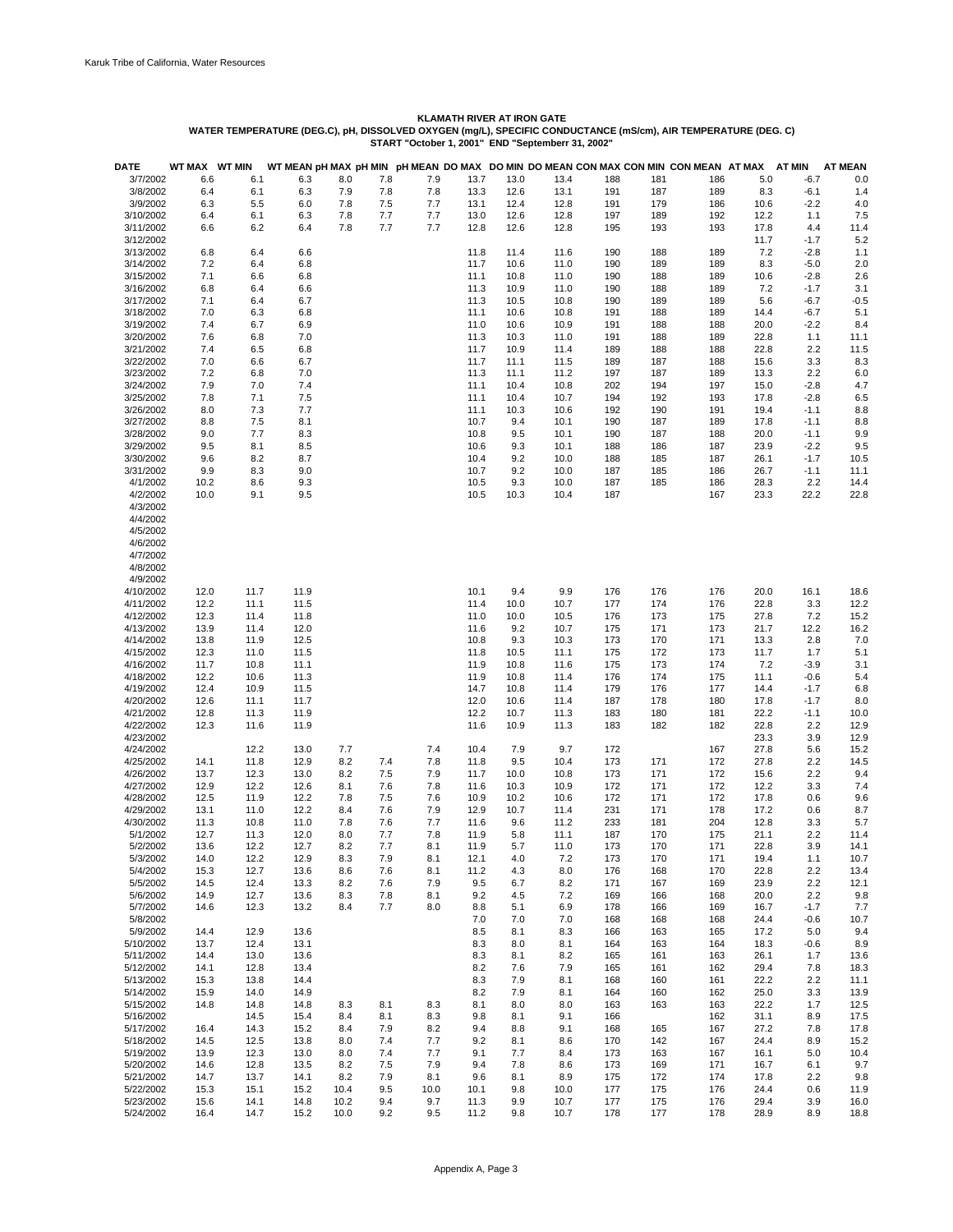**KLAMATH RIVER AT IRON GATE**
**WATER TEMPERATURE (DEG.C), pH, DISSOLVED OXYGEN (mg/L), SPECIFIC CONDUCTANCE (mS/cm), AIR TEMPERATURE (DEG. C)**
**START "October 1, 2001" END "Septemberr 31, 2002"**

| DATE | WT MAX | WT MIN | WT MEAN | pH MAX | pH MIN | pH MEAN | DO MAX | DO MIN | DO MEAN | CON MAX | CON MIN | CON MEAN | AT MAX | AT MIN | AT MEAN |
|---|---|---|---|---|---|---|---|---|---|---|---|---|---|---|---|
| 3/7/2002 | 6.6 | 6.1 | 6.3 | 8.0 | 7.8 | 7.9 | 13.7 | 13.0 | 13.4 | 188 | 181 | 186 | 5.0 | -6.7 | 0.0 |
| 3/8/2002 | 6.4 | 6.1 | 6.3 | 7.9 | 7.8 | 7.8 | 13.3 | 12.6 | 13.1 | 191 | 187 | 189 | 8.3 | -6.1 | 1.4 |
| 3/9/2002 | 6.3 | 5.5 | 6.0 | 7.8 | 7.5 | 7.7 | 13.1 | 12.4 | 12.8 | 191 | 179 | 186 | 10.6 | -2.2 | 4.0 |
| 3/10/2002 | 6.4 | 6.1 | 6.3 | 7.8 | 7.7 | 7.7 | 13.0 | 12.6 | 12.8 | 197 | 189 | 192 | 12.2 | 1.1 | 7.5 |
| 3/11/2002 | 6.6 | 6.2 | 6.4 | 7.8 | 7.7 | 7.7 | 12.8 | 12.6 | 12.8 | 195 | 193 | 193 | 17.8 | 4.4 | 11.4 |
| 3/12/2002 | | | | | | | | | | | | | 11.7 | -1.7 | 5.2 |
| 3/13/2002 | 6.8 | 6.4 | 6.6 | | | | 11.8 | 11.4 | 11.6 | 190 | 188 | 189 | 7.2 | -2.8 | 1.1 |
| 3/14/2002 | 7.2 | 6.4 | 6.8 | | | | 11.7 | 10.6 | 11.0 | 190 | 189 | 189 | 8.3 | -5.0 | 2.0 |
| 3/15/2002 | 7.1 | 6.6 | 6.8 | | | | 11.1 | 10.8 | 11.0 | 190 | 188 | 189 | 10.6 | -2.8 | 2.6 |
| 3/16/2002 | 6.8 | 6.4 | 6.6 | | | | 11.3 | 10.9 | 11.0 | 190 | 188 | 189 | 7.2 | -1.7 | 3.1 |
| 3/17/2002 | 7.1 | 6.4 | 6.7 | | | | 11.3 | 10.5 | 10.8 | 190 | 189 | 189 | 5.6 | -6.7 | -0.5 |
| 3/18/2002 | 7.0 | 6.3 | 6.8 | | | | 11.1 | 10.6 | 10.8 | 191 | 188 | 189 | 14.4 | -6.7 | 5.1 |
| 3/19/2002 | 7.4 | 6.7 | 6.9 | | | | 11.0 | 10.6 | 10.9 | 191 | 188 | 188 | 20.0 | -2.2 | 8.4 |
| 3/20/2002 | 7.6 | 6.8 | 7.0 | | | | 11.3 | 10.3 | 11.0 | 191 | 188 | 189 | 22.8 | 1.1 | 11.1 |
| 3/21/2002 | 7.4 | 6.5 | 6.8 | | | | 11.7 | 10.9 | 11.4 | 189 | 188 | 188 | 22.8 | 2.2 | 11.5 |
| 3/22/2002 | 7.0 | 6.6 | 6.7 | | | | 11.7 | 11.1 | 11.5 | 189 | 187 | 188 | 15.6 | 3.3 | 8.3 |
| 3/23/2002 | 7.2 | 6.8 | 7.0 | | | | 11.3 | 11.1 | 11.2 | 197 | 187 | 189 | 13.3 | 2.2 | 6.0 |
| 3/24/2002 | 7.9 | 7.0 | 7.4 | | | | 11.1 | 10.4 | 10.8 | 202 | 194 | 197 | 15.0 | -2.8 | 4.7 |
| 3/25/2002 | 7.8 | 7.1 | 7.5 | | | | 11.1 | 10.4 | 10.7 | 194 | 192 | 193 | 17.8 | -2.8 | 6.5 |
| 3/26/2002 | 8.0 | 7.3 | 7.7 | | | | 11.1 | 10.3 | 10.6 | 192 | 190 | 191 | 19.4 | -1.1 | 8.8 |
| 3/27/2002 | 8.8 | 7.5 | 8.1 | | | | 10.7 | 9.4 | 10.1 | 190 | 187 | 189 | 17.8 | -1.1 | 8.8 |
| 3/28/2002 | 9.0 | 7.7 | 8.3 | | | | 10.8 | 9.5 | 10.1 | 190 | 187 | 188 | 20.0 | -1.1 | 9.9 |
| 3/29/2002 | 9.5 | 8.1 | 8.5 | | | | 10.6 | 9.3 | 10.1 | 188 | 186 | 187 | 23.9 | -2.2 | 9.5 |
| 3/30/2002 | 9.6 | 8.2 | 8.7 | | | | 10.4 | 9.2 | 10.0 | 188 | 185 | 187 | 26.1 | -1.7 | 10.5 |
| 3/31/2002 | 9.9 | 8.3 | 9.0 | | | | 10.7 | 9.2 | 10.0 | 187 | 185 | 186 | 26.7 | -1.1 | 11.1 |
| 4/1/2002 | 10.2 | 8.6 | 9.3 | | | | 10.5 | 9.3 | 10.0 | 187 | 185 | 186 | 28.3 | 2.2 | 14.4 |
| 4/2/2002 | 10.0 | 9.1 | 9.5 | | | | 10.5 | 10.3 | 10.4 | 187 | | 167 | 23.3 | 22.2 | 22.8 |
| 4/3/2002 | | | | | | | | | | | | | | | |
| 4/4/2002 | | | | | | | | | | | | | | | |
| 4/5/2002 | | | | | | | | | | | | | | | |
| 4/6/2002 | | | | | | | | | | | | | | | |
| 4/7/2002 | | | | | | | | | | | | | | | |
| 4/8/2002 | | | | | | | | | | | | | | | |
| 4/9/2002 | | | | | | | | | | | | | | | |
| 4/10/2002 | 12.0 | 11.7 | 11.9 | | | | 10.1 | 9.4 | 9.9 | 176 | 176 | 176 | 20.0 | 16.1 | 18.6 |
| 4/11/2002 | 12.2 | 11.1 | 11.5 | | | | 11.4 | 10.0 | 10.7 | 177 | 174 | 176 | 22.8 | 3.3 | 12.2 |
| 4/12/2002 | 12.3 | 11.4 | 11.8 | | | | 11.0 | 10.0 | 10.5 | 176 | 173 | 175 | 27.8 | 7.2 | 15.2 |
| 4/13/2002 | 13.9 | 11.4 | 12.0 | | | | 11.6 | 9.2 | 10.7 | 175 | 171 | 173 | 21.7 | 12.2 | 16.2 |
| 4/14/2002 | 13.8 | 11.9 | 12.5 | | | | 10.8 | 9.3 | 10.3 | 173 | 170 | 171 | 13.3 | 2.8 | 7.0 |
| 4/15/2002 | 12.3 | 11.0 | 11.5 | | | | 11.8 | 10.5 | 11.1 | 175 | 172 | 173 | 11.7 | 1.7 | 5.1 |
| 4/16/2002 | 11.7 | 10.8 | 11.1 | | | | 11.9 | 10.8 | 11.6 | 175 | 173 | 174 | 7.2 | -3.9 | 3.1 |
| 4/18/2002 | 12.2 | 10.6 | 11.3 | | | | 11.9 | 10.8 | 11.4 | 176 | 174 | 175 | 11.1 | -0.6 | 5.4 |
| 4/19/2002 | 12.4 | 10.9 | 11.5 | | | | 14.7 | 10.8 | 11.4 | 179 | 176 | 177 | 14.4 | -1.7 | 6.8 |
| 4/20/2002 | 12.6 | 11.1 | 11.7 | | | | 12.0 | 10.6 | 11.4 | 187 | 178 | 180 | 17.8 | -1.7 | 8.0 |
| 4/21/2002 | 12.8 | 11.3 | 11.9 | | | | 12.2 | 10.7 | 11.3 | 183 | 180 | 181 | 22.2 | -1.1 | 10.0 |
| 4/22/2002 | 12.3 | 11.6 | 11.9 | | | | 11.6 | 10.9 | 11.3 | 183 | 182 | 182 | 22.8 | 2.2 | 12.9 |
| 4/23/2002 | | | | | | | | | | | | | 23.3 | 3.9 | 12.9 |
| 4/24/2002 | | 12.2 | 13.0 | 7.7 | | 7.4 | 10.4 | 7.9 | 9.7 | 172 | | 167 | 27.8 | 5.6 | 15.2 |
| 4/25/2002 | 14.1 | 11.8 | 12.9 | 8.2 | 7.4 | 7.8 | 11.8 | 9.5 | 10.4 | 173 | 171 | 172 | 27.8 | 2.2 | 14.5 |
| 4/26/2002 | 13.7 | 12.3 | 13.0 | 8.2 | 7.5 | 7.9 | 11.7 | 10.0 | 10.8 | 173 | 171 | 172 | 15.6 | 2.2 | 9.4 |
| 4/27/2002 | 12.9 | 12.2 | 12.6 | 8.1 | 7.6 | 7.8 | 11.6 | 10.3 | 10.9 | 172 | 171 | 172 | 12.2 | 3.3 | 7.4 |
| 4/28/2002 | 12.5 | 11.9 | 12.2 | 7.8 | 7.5 | 7.6 | 10.9 | 10.2 | 10.6 | 172 | 171 | 172 | 17.8 | 0.6 | 9.6 |
| 4/29/2002 | 13.1 | 11.0 | 12.2 | 8.4 | 7.6 | 7.9 | 12.9 | 10.7 | 11.4 | 231 | 171 | 178 | 17.2 | 0.6 | 8.7 |
| 4/30/2002 | 11.3 | 10.8 | 11.0 | 7.8 | 7.6 | 7.7 | 11.6 | 9.6 | 11.2 | 233 | 181 | 204 | 12.8 | 3.3 | 5.7 |
| 5/1/2002 | 12.7 | 11.3 | 12.0 | 8.0 | 7.7 | 7.8 | 11.9 | 5.8 | 11.1 | 187 | 170 | 175 | 21.1 | 2.2 | 11.4 |
| 5/2/2002 | 13.6 | 12.2 | 12.7 | 8.2 | 7.7 | 8.1 | 11.9 | 5.7 | 11.0 | 173 | 170 | 171 | 22.8 | 3.9 | 14.1 |
| 5/3/2002 | 14.0 | 12.2 | 12.9 | 8.3 | 7.9 | 8.1 | 12.1 | 4.0 | 7.2 | 173 | 170 | 171 | 19.4 | 1.1 | 10.7 |
| 5/4/2002 | 15.3 | 12.7 | 13.6 | 8.6 | 7.6 | 8.1 | 11.2 | 4.3 | 8.0 | 176 | 168 | 170 | 22.8 | 2.2 | 13.4 |
| 5/5/2002 | 14.5 | 12.4 | 13.3 | 8.2 | 7.6 | 7.9 | 9.5 | 6.7 | 8.2 | 171 | 167 | 169 | 23.9 | 2.2 | 12.1 |
| 5/6/2002 | 14.9 | 12.7 | 13.6 | 8.3 | 7.8 | 8.1 | 9.2 | 4.5 | 7.2 | 169 | 166 | 168 | 20.0 | 2.2 | 9.8 |
| 5/7/2002 | 14.6 | 12.3 | 13.2 | 8.4 | 7.7 | 8.0 | 8.8 | 5.1 | 6.9 | 178 | 166 | 169 | 16.7 | -1.7 | 7.7 |
| 5/8/2002 | | | | | | | 7.0 | 7.0 | 7.0 | 168 | 168 | 168 | 24.4 | -0.6 | 10.7 |
| 5/9/2002 | 14.4 | 12.9 | 13.6 | | | | 8.5 | 8.1 | 8.3 | 166 | 163 | 165 | 17.2 | 5.0 | 9.4 |
| 5/10/2002 | 13.7 | 12.4 | 13.1 | | | | 8.3 | 8.0 | 8.1 | 164 | 163 | 164 | 18.3 | -0.6 | 8.9 |
| 5/11/2002 | 14.4 | 13.0 | 13.6 | | | | 8.3 | 8.1 | 8.2 | 165 | 161 | 163 | 26.1 | 1.7 | 13.6 |
| 5/12/2002 | 14.1 | 12.8 | 13.4 | | | | 8.2 | 7.6 | 7.9 | 165 | 161 | 162 | 29.4 | 7.8 | 18.3 |
| 5/13/2002 | 15.3 | 13.8 | 14.4 | | | | 8.3 | 7.9 | 8.1 | 168 | 160 | 161 | 22.2 | 2.2 | 11.1 |
| 5/14/2002 | 15.9 | 14.0 | 14.9 | | | | 8.2 | 7.9 | 8.1 | 164 | 160 | 162 | 25.0 | 3.3 | 13.9 |
| 5/15/2002 | 14.8 | 14.8 | 14.8 | 8.3 | 8.1 | 8.3 | 8.1 | 8.0 | 8.0 | 163 | 163 | 163 | 22.2 | 1.7 | 12.5 |
| 5/16/2002 | | 14.5 | 15.4 | 8.4 | 8.1 | 8.3 | 9.8 | 8.1 | 9.1 | 166 | | 162 | 31.1 | 8.9 | 17.5 |
| 5/17/2002 | 16.4 | 14.3 | 15.2 | 8.4 | 7.9 | 8.2 | 9.4 | 8.8 | 9.1 | 168 | 165 | 167 | 27.2 | 7.8 | 17.8 |
| 5/18/2002 | 14.5 | 12.5 | 13.8 | 8.0 | 7.4 | 7.7 | 9.2 | 8.1 | 8.6 | 170 | 142 | 167 | 24.4 | 8.9 | 15.2 |
| 5/19/2002 | 13.9 | 12.3 | 13.0 | 8.0 | 7.4 | 7.7 | 9.1 | 7.7 | 8.4 | 173 | 163 | 167 | 16.1 | 5.0 | 10.4 |
| 5/20/2002 | 14.6 | 12.8 | 13.5 | 8.2 | 7.5 | 7.9 | 9.4 | 7.8 | 8.6 | 173 | 169 | 171 | 16.7 | 6.1 | 9.7 |
| 5/21/2002 | 14.7 | 13.7 | 14.1 | 8.2 | 7.9 | 8.1 | 9.6 | 8.1 | 8.9 | 175 | 172 | 174 | 17.8 | 2.2 | 9.8 |
| 5/22/2002 | 15.3 | 15.1 | 15.2 | 10.4 | 9.5 | 10.0 | 10.1 | 9.8 | 10.0 | 177 | 175 | 176 | 24.4 | 0.6 | 11.9 |
| 5/23/2002 | 15.6 | 14.1 | 14.8 | 10.2 | 9.4 | 9.7 | 11.3 | 9.9 | 10.7 | 177 | 175 | 176 | 29.4 | 3.9 | 16.0 |
| 5/24/2002 | 16.4 | 14.7 | 15.2 | 10.0 | 9.2 | 9.5 | 11.2 | 9.8 | 10.7 | 178 | 177 | 178 | 28.9 | 8.9 | 18.8 |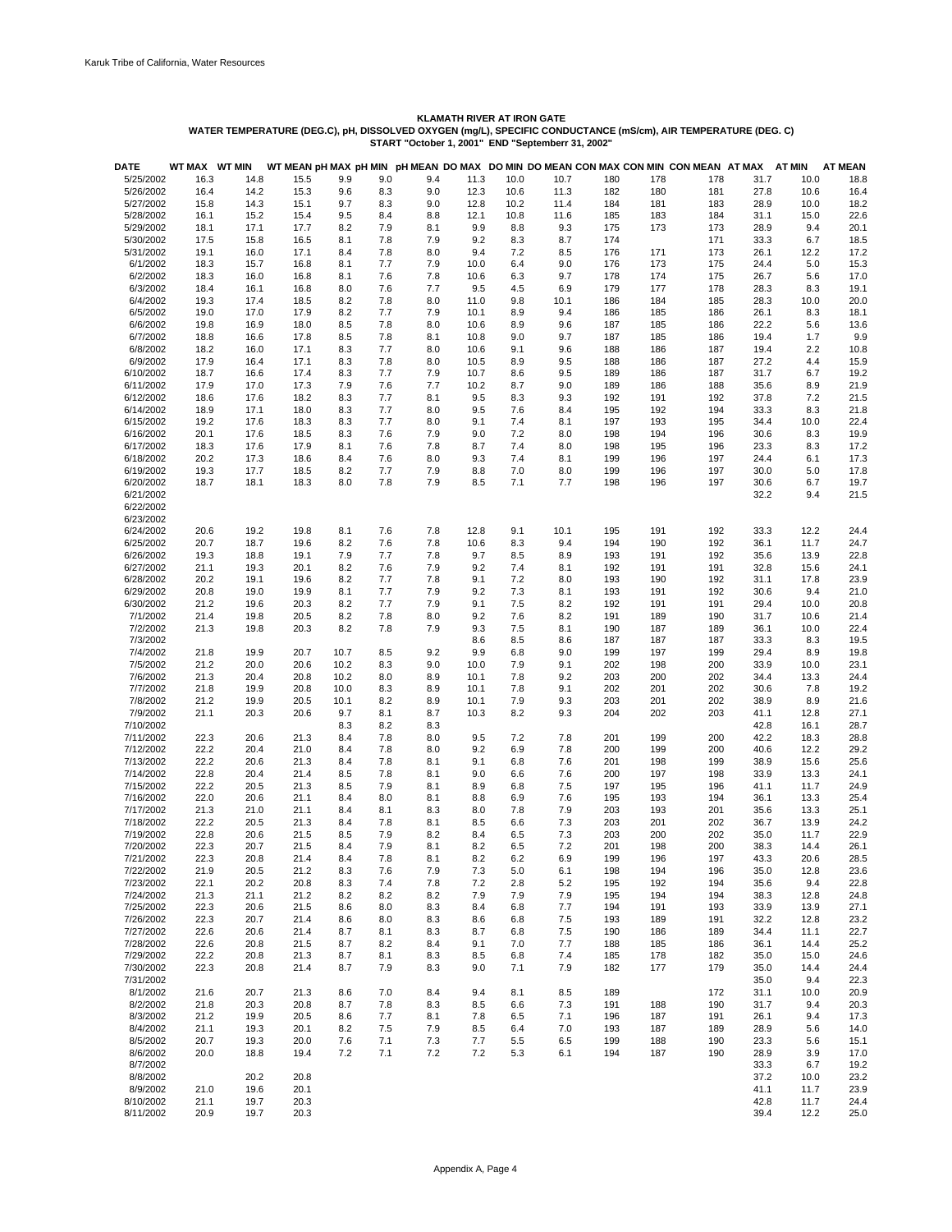**KLAMATH RIVER AT IRON GATE**

**WATER TEMPERATURE (DEG.C), pH, DISSOLVED OXYGEN (mg/L), SPECIFIC CONDUCTANCE (mS/cm), AIR TEMPERATURE (DEG. C)**

**START "October 1, 2001" END "Septemberr 31, 2002"**

| DATE | WT MAX | WT MIN | WT MEAN | pH MAX | pH MIN | pH MEAN | DO MAX | DO MIN | DO MEAN | CON MAX | CON MIN | CON MEAN | AT MAX | AT MIN | AT MEAN |
|---|---|---|---|---|---|---|---|---|---|---|---|---|---|---|---|
| 5/25/2002 | 16.3 | 14.8 | 15.5 | 9.9 | 9.0 | 9.4 | 11.3 | 10.0 | 10.7 | 180 | 178 | 178 | 31.7 | 10.0 | 18.8 |
| 5/26/2002 | 16.4 | 14.2 | 15.3 | 9.6 | 8.3 | 9.0 | 12.3 | 10.6 | 11.3 | 182 | 180 | 181 | 27.8 | 10.6 | 16.4 |
| 5/27/2002 | 15.8 | 14.3 | 15.1 | 9.7 | 8.3 | 9.0 | 12.8 | 10.2 | 11.4 | 184 | 181 | 183 | 28.9 | 10.0 | 18.2 |
| 5/28/2002 | 16.1 | 15.2 | 15.4 | 9.5 | 8.4 | 8.8 | 12.1 | 10.8 | 11.6 | 185 | 183 | 184 | 31.1 | 15.0 | 22.6 |
| 5/29/2002 | 18.1 | 17.1 | 17.7 | 8.2 | 7.9 | 8.1 | 9.9 | 8.8 | 9.3 | 175 | 173 | 173 | 28.9 | 9.4 | 20.1 |
| 5/30/2002 | 17.5 | 15.8 | 16.5 | 8.1 | 7.8 | 7.9 | 9.2 | 8.3 | 8.7 | 174 | | 171 | 33.3 | 6.7 | 18.5 |
| 5/31/2002 | 19.1 | 16.0 | 17.1 | 8.4 | 7.8 | 8.0 | 9.4 | 7.2 | 8.5 | 176 | 171 | 173 | 26.1 | 12.2 | 17.2 |
| 6/1/2002 | 18.3 | 15.7 | 16.8 | 8.1 | 7.7 | 7.9 | 10.0 | 6.4 | 9.0 | 176 | 173 | 175 | 24.4 | 5.0 | 15.3 |
| 6/2/2002 | 18.3 | 16.0 | 16.8 | 8.1 | 7.6 | 7.8 | 10.6 | 6.3 | 9.7 | 178 | 174 | 175 | 26.7 | 5.6 | 17.0 |
| 6/3/2002 | 18.4 | 16.1 | 16.8 | 8.0 | 7.6 | 7.7 | 9.5 | 4.5 | 6.9 | 179 | 177 | 178 | 28.3 | 8.3 | 19.1 |
| 6/4/2002 | 19.3 | 17.4 | 18.5 | 8.2 | 7.8 | 8.0 | 11.0 | 9.8 | 10.1 | 186 | 184 | 185 | 28.3 | 10.0 | 20.0 |
| 6/5/2002 | 19.0 | 17.0 | 17.9 | 8.2 | 7.7 | 7.9 | 10.1 | 8.9 | 9.4 | 186 | 185 | 186 | 26.1 | 8.3 | 18.1 |
| 6/6/2002 | 19.8 | 16.9 | 18.0 | 8.5 | 7.8 | 8.0 | 10.6 | 8.9 | 9.6 | 187 | 185 | 186 | 22.2 | 5.6 | 13.6 |
| 6/7/2002 | 18.8 | 16.6 | 17.8 | 8.5 | 7.8 | 8.1 | 10.8 | 9.0 | 9.7 | 187 | 185 | 186 | 19.4 | 1.7 | 9.9 |
| 6/8/2002 | 18.2 | 16.0 | 17.1 | 8.3 | 7.7 | 8.0 | 10.6 | 9.1 | 9.6 | 188 | 186 | 187 | 19.4 | 2.2 | 10.8 |
| 6/9/2002 | 17.9 | 16.4 | 17.1 | 8.3 | 7.8 | 8.0 | 10.5 | 8.9 | 9.5 | 188 | 186 | 187 | 27.2 | 4.4 | 15.9 |
| 6/10/2002 | 18.7 | 16.6 | 17.4 | 8.3 | 7.7 | 7.9 | 10.7 | 8.6 | 9.5 | 189 | 186 | 187 | 31.7 | 6.7 | 19.2 |
| 6/11/2002 | 17.9 | 17.0 | 17.3 | 7.9 | 7.6 | 7.7 | 10.2 | 8.7 | 9.0 | 189 | 186 | 188 | 35.6 | 8.9 | 21.9 |
| 6/12/2002 | 18.6 | 17.6 | 18.2 | 8.3 | 7.7 | 8.1 | 9.5 | 8.3 | 9.3 | 192 | 191 | 192 | 37.8 | 7.2 | 21.5 |
| 6/14/2002 | 18.9 | 17.1 | 18.0 | 8.3 | 7.7 | 8.0 | 9.5 | 7.6 | 8.4 | 195 | 192 | 194 | 33.3 | 8.3 | 21.8 |
| 6/15/2002 | 19.2 | 17.6 | 18.3 | 8.3 | 7.7 | 8.0 | 9.1 | 7.4 | 8.1 | 197 | 193 | 195 | 34.4 | 10.0 | 22.4 |
| 6/16/2002 | 20.1 | 17.6 | 18.5 | 8.3 | 7.6 | 7.9 | 9.0 | 7.2 | 8.0 | 198 | 194 | 196 | 30.6 | 8.3 | 19.9 |
| 6/17/2002 | 18.3 | 17.6 | 17.9 | 8.1 | 7.6 | 7.8 | 8.7 | 7.4 | 8.0 | 198 | 195 | 196 | 23.3 | 8.3 | 17.2 |
| 6/18/2002 | 20.2 | 17.3 | 18.6 | 8.4 | 7.6 | 8.0 | 9.3 | 7.4 | 8.1 | 199 | 196 | 197 | 24.4 | 6.1 | 17.3 |
| 6/19/2002 | 19.3 | 17.7 | 18.5 | 8.2 | 7.7 | 7.9 | 8.8 | 7.0 | 8.0 | 199 | 196 | 197 | 30.0 | 5.0 | 17.8 |
| 6/20/2002 | 18.7 | 18.1 | 18.3 | 8.0 | 7.8 | 7.9 | 8.5 | 7.1 | 7.7 | 198 | 196 | 197 | 30.6 | 6.7 | 19.7 |
| 6/21/2002 | | | | | | | | | | | | | 32.2 | 9.4 | 21.5 |
| 6/22/2002 | | | | | | | | | | | | | | | |
| 6/23/2002 | | | | | | | | | | | | | | | |
| 6/24/2002 | 20.6 | 19.2 | 19.8 | 8.1 | 7.6 | 7.8 | 12.8 | 9.1 | 10.1 | 195 | 191 | 192 | 33.3 | 12.2 | 24.4 |
| 6/25/2002 | 20.7 | 18.7 | 19.6 | 8.2 | 7.6 | 7.8 | 10.6 | 8.3 | 9.4 | 194 | 190 | 192 | 36.1 | 11.7 | 24.7 |
| 6/26/2002 | 19.3 | 18.8 | 19.1 | 7.9 | 7.7 | 7.8 | 9.7 | 8.5 | 8.9 | 193 | 191 | 192 | 35.6 | 13.9 | 22.8 |
| 6/27/2002 | 21.1 | 19.3 | 20.1 | 8.2 | 7.6 | 7.9 | 9.2 | 7.4 | 8.1 | 192 | 191 | 191 | 32.8 | 15.6 | 24.1 |
| 6/28/2002 | 20.2 | 19.1 | 19.6 | 8.2 | 7.7 | 7.8 | 9.1 | 7.2 | 8.0 | 193 | 190 | 192 | 31.1 | 17.8 | 23.9 |
| 6/29/2002 | 20.8 | 19.0 | 19.9 | 8.1 | 7.7 | 7.9 | 9.2 | 7.3 | 8.1 | 193 | 191 | 192 | 30.6 | 9.4 | 21.0 |
| 6/30/2002 | 21.2 | 19.6 | 20.3 | 8.2 | 7.7 | 7.9 | 9.1 | 7.5 | 8.2 | 192 | 191 | 191 | 29.4 | 10.0 | 20.8 |
| 7/1/2002 | 21.4 | 19.8 | 20.5 | 8.2 | 7.8 | 8.0 | 9.2 | 7.6 | 8.2 | 191 | 189 | 190 | 31.7 | 10.6 | 21.4 |
| 7/2/2002 | 21.3 | 19.8 | 20.3 | 8.2 | 7.8 | 7.9 | 9.3 | 7.5 | 8.1 | 190 | 187 | 189 | 36.1 | 10.0 | 22.4 |
| 7/3/2002 | | | | | | | 8.6 | 8.5 | 8.6 | 187 | 187 | 187 | 33.3 | 8.3 | 19.5 |
| 7/4/2002 | 21.8 | 19.9 | 20.7 | 10.7 | 8.5 | 9.2 | 9.9 | 6.8 | 9.0 | 199 | 197 | 199 | 29.4 | 8.9 | 19.8 |
| 7/5/2002 | 21.2 | 20.0 | 20.6 | 10.2 | 8.3 | 9.0 | 10.0 | 7.9 | 9.1 | 202 | 198 | 200 | 33.9 | 10.0 | 23.1 |
| 7/6/2002 | 21.3 | 20.4 | 20.8 | 10.2 | 8.0 | 8.9 | 10.1 | 7.8 | 9.2 | 203 | 200 | 202 | 34.4 | 13.3 | 24.4 |
| 7/7/2002 | 21.8 | 19.9 | 20.8 | 10.0 | 8.3 | 8.9 | 10.1 | 7.8 | 9.1 | 202 | 201 | 202 | 30.6 | 7.8 | 19.2 |
| 7/8/2002 | 21.2 | 19.9 | 20.5 | 10.1 | 8.2 | 8.9 | 10.1 | 7.9 | 9.3 | 203 | 201 | 202 | 38.9 | 8.9 | 21.6 |
| 7/9/2002 | 21.1 | 20.3 | 20.6 | 9.7 | 8.1 | 8.7 | 10.3 | 8.2 | 9.3 | 204 | 202 | 203 | 41.1 | 12.8 | 27.1 |
| 7/10/2002 | | | | 8.3 | 8.2 | 8.3 | | | | | | | 42.8 | 16.1 | 28.7 |
| 7/11/2002 | 22.3 | 20.6 | 21.3 | 8.4 | 7.8 | 8.0 | 9.5 | 7.2 | 7.8 | 201 | 199 | 200 | 42.2 | 18.3 | 28.8 |
| 7/12/2002 | 22.2 | 20.4 | 21.0 | 8.4 | 7.8 | 8.0 | 9.2 | 6.9 | 7.8 | 200 | 199 | 200 | 40.6 | 12.2 | 29.2 |
| 7/13/2002 | 22.2 | 20.6 | 21.3 | 8.4 | 7.8 | 8.1 | 9.1 | 6.8 | 7.6 | 201 | 198 | 199 | 38.9 | 15.6 | 25.6 |
| 7/14/2002 | 22.8 | 20.4 | 21.4 | 8.5 | 7.8 | 8.1 | 9.0 | 6.6 | 7.6 | 200 | 197 | 198 | 33.9 | 13.3 | 24.1 |
| 7/15/2002 | 22.2 | 20.5 | 21.3 | 8.5 | 7.9 | 8.1 | 8.9 | 6.8 | 7.5 | 197 | 195 | 196 | 41.1 | 11.7 | 24.9 |
| 7/16/2002 | 22.0 | 20.6 | 21.1 | 8.4 | 8.0 | 8.1 | 8.8 | 6.9 | 7.6 | 195 | 193 | 194 | 36.1 | 13.3 | 25.4 |
| 7/17/2002 | 21.3 | 21.0 | 21.1 | 8.4 | 8.1 | 8.3 | 8.0 | 7.8 | 7.9 | 203 | 193 | 201 | 35.6 | 13.3 | 25.1 |
| 7/18/2002 | 22.2 | 20.5 | 21.3 | 8.4 | 7.8 | 8.1 | 8.5 | 6.6 | 7.3 | 203 | 201 | 202 | 36.7 | 13.9 | 24.2 |
| 7/19/2002 | 22.8 | 20.6 | 21.5 | 8.5 | 7.9 | 8.2 | 8.4 | 6.5 | 7.3 | 203 | 200 | 202 | 35.0 | 11.7 | 22.9 |
| 7/20/2002 | 22.3 | 20.7 | 21.5 | 8.4 | 7.9 | 8.1 | 8.2 | 6.5 | 7.2 | 201 | 198 | 200 | 38.3 | 14.4 | 26.1 |
| 7/21/2002 | 22.3 | 20.8 | 21.4 | 8.4 | 7.8 | 8.1 | 8.2 | 6.2 | 6.9 | 199 | 196 | 197 | 43.3 | 20.6 | 28.5 |
| 7/22/2002 | 21.9 | 20.5 | 21.2 | 8.3 | 7.6 | 7.9 | 7.3 | 5.0 | 6.1 | 198 | 194 | 196 | 35.0 | 12.8 | 23.6 |
| 7/23/2002 | 22.1 | 20.2 | 20.8 | 8.3 | 7.4 | 7.8 | 7.2 | 2.8 | 5.2 | 195 | 192 | 194 | 35.6 | 9.4 | 22.8 |
| 7/24/2002 | 21.3 | 21.1 | 21.2 | 8.2 | 8.2 | 8.2 | 7.9 | 7.9 | 7.9 | 195 | 194 | 194 | 38.3 | 12.8 | 24.8 |
| 7/25/2002 | 22.3 | 20.6 | 21.5 | 8.6 | 8.0 | 8.3 | 8.4 | 6.8 | 7.7 | 194 | 191 | 193 | 33.9 | 13.9 | 27.1 |
| 7/26/2002 | 22.3 | 20.7 | 21.4 | 8.6 | 8.0 | 8.3 | 8.6 | 6.8 | 7.5 | 193 | 189 | 191 | 32.2 | 12.8 | 23.2 |
| 7/27/2002 | 22.6 | 20.6 | 21.4 | 8.7 | 8.1 | 8.3 | 8.7 | 6.8 | 7.5 | 190 | 186 | 189 | 34.4 | 11.1 | 22.7 |
| 7/28/2002 | 22.6 | 20.8 | 21.5 | 8.7 | 8.2 | 8.4 | 9.1 | 7.0 | 7.7 | 188 | 185 | 186 | 36.1 | 14.4 | 25.2 |
| 7/29/2002 | 22.2 | 20.8 | 21.3 | 8.7 | 8.1 | 8.3 | 8.5 | 6.8 | 7.4 | 185 | 178 | 182 | 35.0 | 15.0 | 24.6 |
| 7/30/2002 | 22.3 | 20.8 | 21.4 | 8.7 | 7.9 | 8.3 | 9.0 | 7.1 | 7.9 | 182 | 177 | 179 | 35.0 | 14.4 | 24.4 |
| 7/31/2002 | | | | | | | | | | | | | 35.0 | 9.4 | 22.3 |
| 8/1/2002 | 21.6 | 20.7 | 21.3 | 8.6 | 7.0 | 8.4 | 9.4 | 8.1 | 8.5 | 189 | | 172 | 31.1 | 10.0 | 20.9 |
| 8/2/2002 | 21.8 | 20.3 | 20.8 | 8.7 | 7.8 | 8.3 | 8.5 | 6.6 | 7.3 | 191 | 188 | 190 | 31.7 | 9.4 | 20.3 |
| 8/3/2002 | 21.2 | 19.9 | 20.5 | 8.6 | 7.7 | 8.1 | 7.8 | 6.5 | 7.1 | 196 | 187 | 191 | 26.1 | 9.4 | 17.3 |
| 8/4/2002 | 21.1 | 19.3 | 20.1 | 8.2 | 7.5 | 7.9 | 8.5 | 6.4 | 7.0 | 193 | 187 | 189 | 28.9 | 5.6 | 14.0 |
| 8/5/2002 | 20.7 | 19.3 | 20.0 | 7.6 | 7.1 | 7.3 | 7.7 | 5.5 | 6.5 | 199 | 188 | 190 | 23.3 | 5.6 | 15.1 |
| 8/6/2002 | 20.0 | 18.8 | 19.4 | 7.2 | 7.1 | 7.2 | 7.2 | 5.3 | 6.1 | 194 | 187 | 190 | 28.9 | 3.9 | 17.0 |
| 8/7/2002 | | | | | | | | | | | | | 33.3 | 6.7 | 19.2 |
| 8/8/2002 | | 20.2 | 20.8 | | | | | | | | | | 37.2 | 10.0 | 23.2 |
| 8/9/2002 | 21.0 | 19.6 | 20.1 | | | | | | | | | | 41.1 | 11.7 | 23.9 |
| 8/10/2002 | 21.1 | 19.7 | 20.3 | | | | | | | | | | 42.8 | 11.7 | 24.4 |
| 8/11/2002 | 20.9 | 19.7 | 20.3 | | | | | | | | | | 39.4 | 12.2 | 25.0 |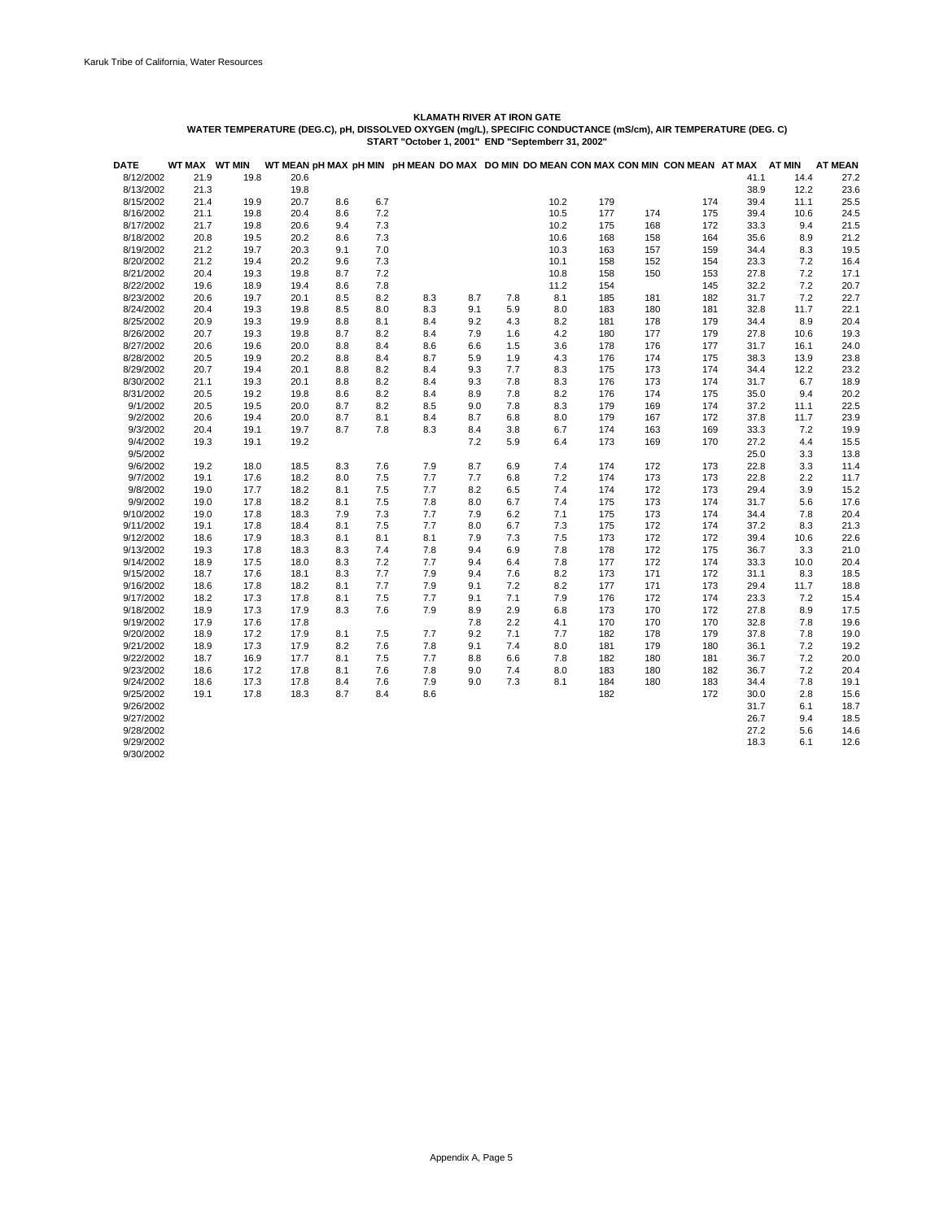**KLAMATH RIVER AT IRON GATE**
**WATER TEMPERATURE (DEG.C), pH, DISSOLVED OXYGEN (mg/L), SPECIFIC CONDUCTANCE (mS/cm), AIR TEMPERATURE (DEG. C)**
**START "October 1, 2001" END "Septemberr 31, 2002"**

| DATE | WT MAX | WT MIN | WT MEAN | pH MAX | pH MIN | pH MEAN | DO MAX | DO MIN | DO MEAN | CON MAX | CON MIN | CON MEAN | AT MAX | AT MIN | AT MEAN |
|---|---|---|---|---|---|---|---|---|---|---|---|---|---|---|---|
| 8/12/2002 | 21.9 | 19.8 | 20.6 | | | | | | | | | | 41.1 | 14.4 | 27.2 |
| 8/13/2002 | 21.3 | | 19.8 | | | | | | | | | | 38.9 | 12.2 | 23.6 |
| 8/15/2002 | 21.4 | 19.9 | 20.7 | 8.6 | 6.7 | | | | 10.2 | 179 | | 174 | 39.4 | 11.1 | 25.5 |
| 8/16/2002 | 21.1 | 19.8 | 20.4 | 8.6 | 7.2 | | | | 10.5 | 177 | 174 | 175 | 39.4 | 10.6 | 24.5 |
| 8/17/2002 | 21.7 | 19.8 | 20.6 | 9.4 | 7.3 | | | | 10.2 | 175 | 168 | 172 | 33.3 | 9.4 | 21.5 |
| 8/18/2002 | 20.8 | 19.5 | 20.2 | 8.6 | 7.3 | | | | 10.6 | 168 | 158 | 164 | 35.6 | 8.9 | 21.2 |
| 8/19/2002 | 21.2 | 19.7 | 20.3 | 9.1 | 7.0 | | | | 10.3 | 163 | 157 | 159 | 34.4 | 8.3 | 19.5 |
| 8/20/2002 | 21.2 | 19.4 | 20.2 | 9.6 | 7.3 | | | | 10.1 | 158 | 152 | 154 | 23.3 | 7.2 | 16.4 |
| 8/21/2002 | 20.4 | 19.3 | 19.8 | 8.7 | 7.2 | | | | 10.8 | 158 | 150 | 153 | 27.8 | 7.2 | 17.1 |
| 8/22/2002 | 19.6 | 18.9 | 19.4 | 8.6 | 7.8 | | | | 11.2 | 154 | | 145 | 32.2 | 7.2 | 20.7 |
| 8/23/2002 | 20.6 | 19.7 | 20.1 | 8.5 | 8.2 | 8.3 | 8.7 | 7.8 | 8.1 | 185 | 181 | 182 | 31.7 | 7.2 | 22.7 |
| 8/24/2002 | 20.4 | 19.3 | 19.8 | 8.5 | 8.0 | 8.3 | 9.1 | 5.9 | 8.0 | 183 | 180 | 181 | 32.8 | 11.7 | 22.1 |
| 8/25/2002 | 20.9 | 19.3 | 19.9 | 8.8 | 8.1 | 8.4 | 9.2 | 4.3 | 8.2 | 181 | 178 | 179 | 34.4 | 8.9 | 20.4 |
| 8/26/2002 | 20.7 | 19.3 | 19.8 | 8.7 | 8.2 | 8.4 | 7.9 | 1.6 | 4.2 | 180 | 177 | 179 | 27.8 | 10.6 | 19.3 |
| 8/27/2002 | 20.6 | 19.6 | 20.0 | 8.8 | 8.4 | 8.6 | 6.6 | 1.5 | 3.6 | 178 | 176 | 177 | 31.7 | 16.1 | 24.0 |
| 8/28/2002 | 20.5 | 19.9 | 20.2 | 8.8 | 8.4 | 8.7 | 5.9 | 1.9 | 4.3 | 176 | 174 | 175 | 38.3 | 13.9 | 23.8 |
| 8/29/2002 | 20.7 | 19.4 | 20.1 | 8.8 | 8.2 | 8.4 | 9.3 | 7.7 | 8.3 | 175 | 173 | 174 | 34.4 | 12.2 | 23.2 |
| 8/30/2002 | 21.1 | 19.3 | 20.1 | 8.8 | 8.2 | 8.4 | 9.3 | 7.8 | 8.3 | 176 | 173 | 174 | 31.7 | 6.7 | 18.9 |
| 8/31/2002 | 20.5 | 19.2 | 19.8 | 8.6 | 8.2 | 8.4 | 8.9 | 7.8 | 8.2 | 176 | 174 | 175 | 35.0 | 9.4 | 20.2 |
| 9/1/2002 | 20.5 | 19.5 | 20.0 | 8.7 | 8.2 | 8.5 | 9.0 | 7.8 | 8.3 | 179 | 169 | 174 | 37.2 | 11.1 | 22.5 |
| 9/2/2002 | 20.6 | 19.4 | 20.0 | 8.7 | 8.1 | 8.4 | 8.7 | 6.8 | 8.0 | 179 | 167 | 172 | 37.8 | 11.7 | 23.9 |
| 9/3/2002 | 20.4 | 19.1 | 19.7 | 8.7 | 7.8 | 8.3 | 8.4 | 3.8 | 6.7 | 174 | 163 | 169 | 33.3 | 7.2 | 19.9 |
| 9/4/2002 | 19.3 | 19.1 | 19.2 | | | | 7.2 | 5.9 | 6.4 | 173 | 169 | 170 | 27.2 | 4.4 | 15.5 |
| 9/5/2002 | | | | | | | | | | | | | 25.0 | 3.3 | 13.8 |
| 9/6/2002 | 19.2 | 18.0 | 18.5 | 8.3 | 7.6 | 7.9 | 8.7 | 6.9 | 7.4 | 174 | 172 | 173 | 22.8 | 3.3 | 11.4 |
| 9/7/2002 | 19.1 | 17.6 | 18.2 | 8.0 | 7.5 | 7.7 | 7.7 | 6.8 | 7.2 | 174 | 173 | 173 | 22.8 | 2.2 | 11.7 |
| 9/8/2002 | 19.0 | 17.7 | 18.2 | 8.1 | 7.5 | 7.7 | 8.2 | 6.5 | 7.4 | 174 | 172 | 173 | 29.4 | 3.9 | 15.2 |
| 9/9/2002 | 19.0 | 17.8 | 18.2 | 8.1 | 7.5 | 7.8 | 8.0 | 6.7 | 7.4 | 175 | 173 | 174 | 31.7 | 5.6 | 17.6 |
| 9/10/2002 | 19.0 | 17.8 | 18.3 | 7.9 | 7.3 | 7.7 | 7.9 | 6.2 | 7.1 | 175 | 173 | 174 | 34.4 | 7.8 | 20.4 |
| 9/11/2002 | 19.1 | 17.8 | 18.4 | 8.1 | 7.5 | 7.7 | 8.0 | 6.7 | 7.3 | 175 | 172 | 174 | 37.2 | 8.3 | 21.3 |
| 9/12/2002 | 18.6 | 17.9 | 18.3 | 8.1 | 8.1 | 8.1 | 7.9 | 7.3 | 7.5 | 173 | 172 | 172 | 39.4 | 10.6 | 22.6 |
| 9/13/2002 | 19.3 | 17.8 | 18.3 | 8.3 | 7.4 | 7.8 | 9.4 | 6.9 | 7.8 | 178 | 172 | 175 | 36.7 | 3.3 | 21.0 |
| 9/14/2002 | 18.9 | 17.5 | 18.0 | 8.3 | 7.2 | 7.7 | 9.4 | 6.4 | 7.8 | 177 | 172 | 174 | 33.3 | 10.0 | 20.4 |
| 9/15/2002 | 18.7 | 17.6 | 18.1 | 8.3 | 7.7 | 7.9 | 9.4 | 7.6 | 8.2 | 173 | 171 | 172 | 31.1 | 8.3 | 18.5 |
| 9/16/2002 | 18.6 | 17.8 | 18.2 | 8.1 | 7.7 | 7.9 | 9.1 | 7.2 | 8.2 | 177 | 171 | 173 | 29.4 | 11.7 | 18.8 |
| 9/17/2002 | 18.2 | 17.3 | 17.8 | 8.1 | 7.5 | 7.7 | 9.1 | 7.1 | 7.9 | 176 | 172 | 174 | 23.3 | 7.2 | 15.4 |
| 9/18/2002 | 18.9 | 17.3 | 17.9 | 8.3 | 7.6 | 7.9 | 8.9 | 2.9 | 6.8 | 173 | 170 | 172 | 27.8 | 8.9 | 17.5 |
| 9/19/2002 | 17.9 | 17.6 | 17.8 | | | | 7.8 | 2.2 | 4.1 | 170 | 170 | 170 | 32.8 | 7.8 | 19.6 |
| 9/20/2002 | 18.9 | 17.2 | 17.9 | 8.1 | 7.5 | 7.7 | 9.2 | 7.1 | 7.7 | 182 | 178 | 179 | 37.8 | 7.8 | 19.0 |
| 9/21/2002 | 18.9 | 17.3 | 17.9 | 8.2 | 7.6 | 7.8 | 9.1 | 7.4 | 8.0 | 181 | 179 | 180 | 36.1 | 7.2 | 19.2 |
| 9/22/2002 | 18.7 | 16.9 | 17.7 | 8.1 | 7.5 | 7.7 | 8.8 | 6.6 | 7.8 | 182 | 180 | 181 | 36.7 | 7.2 | 20.0 |
| 9/23/2002 | 18.6 | 17.2 | 17.8 | 8.1 | 7.6 | 7.8 | 9.0 | 7.4 | 8.0 | 183 | 180 | 182 | 36.7 | 7.2 | 20.4 |
| 9/24/2002 | 18.6 | 17.3 | 17.8 | 8.4 | 7.6 | 7.9 | 9.0 | 7.3 | 8.1 | 184 | 180 | 183 | 34.4 | 7.8 | 19.1 |
| 9/25/2002 | 19.1 | 17.8 | 18.3 | 8.7 | 8.4 | 8.6 | | | | 182 | | 172 | 30.0 | 2.8 | 15.6 |
| 9/26/2002 | | | | | | | | | | | | | 31.7 | 6.1 | 18.7 |
| 9/27/2002 | | | | | | | | | | | | | 26.7 | 9.4 | 18.5 |
| 9/28/2002 | | | | | | | | | | | | | 27.2 | 5.6 | 14.6 |
| 9/29/2002 | | | | | | | | | | | | | 18.3 | 6.1 | 12.6 |
| 9/30/2002 | | | | | | | | | | | | | | | |